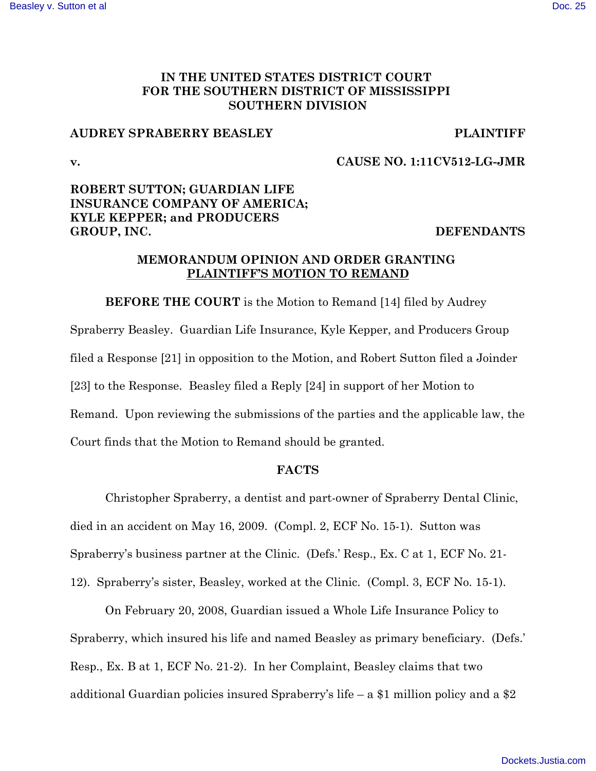**IN THE UNITED STATES DISTRICT COURT**
**FOR THE SOUTHERN DISTRICT OF MISSISSIPPI**
**SOUTHERN DIVISION**

**AUDREY SPRABERRY BEASLEY** **PLAINTIFF**

**v.** **CAUSE NO. 1:11CV512-LG-JMR**

**ROBERT SUTTON; GUARDIAN LIFE INSURANCE COMPANY OF AMERICA; KYLE KEPPER; and PRODUCERS GROUP, INC.** **DEFENDANTS**

**MEMORANDUM OPINION AND ORDER GRANTING PLAINTIFF'S MOTION TO REMAND**

**BEFORE THE COURT** is the Motion to Remand [14] filed by Audrey Spraberry Beasley. Guardian Life Insurance, Kyle Kepper, and Producers Group filed a Response [21] in opposition to the Motion, and Robert Sutton filed a Joinder [23] to the Response. Beasley filed a Reply [24] in support of her Motion to Remand. Upon reviewing the submissions of the parties and the applicable law, the Court finds that the Motion to Remand should be granted.

**FACTS**

Christopher Spraberry, a dentist and part-owner of Spraberry Dental Clinic, died in an accident on May 16, 2009. (Compl. 2, ECF No. 15-1). Sutton was Spraberry's business partner at the Clinic. (Defs.' Resp., Ex. C at 1, ECF No. 21-12). Spraberry's sister, Beasley, worked at the Clinic. (Compl. 3, ECF No. 15-1).

On February 20, 2008, Guardian issued a Whole Life Insurance Policy to Spraberry, which insured his life and named Beasley as primary beneficiary. (Defs.' Resp., Ex. B at 1, ECF No. 21-2). In her Complaint, Beasley claims that two additional Guardian policies insured Spraberry's life – a $1 million policy and a $2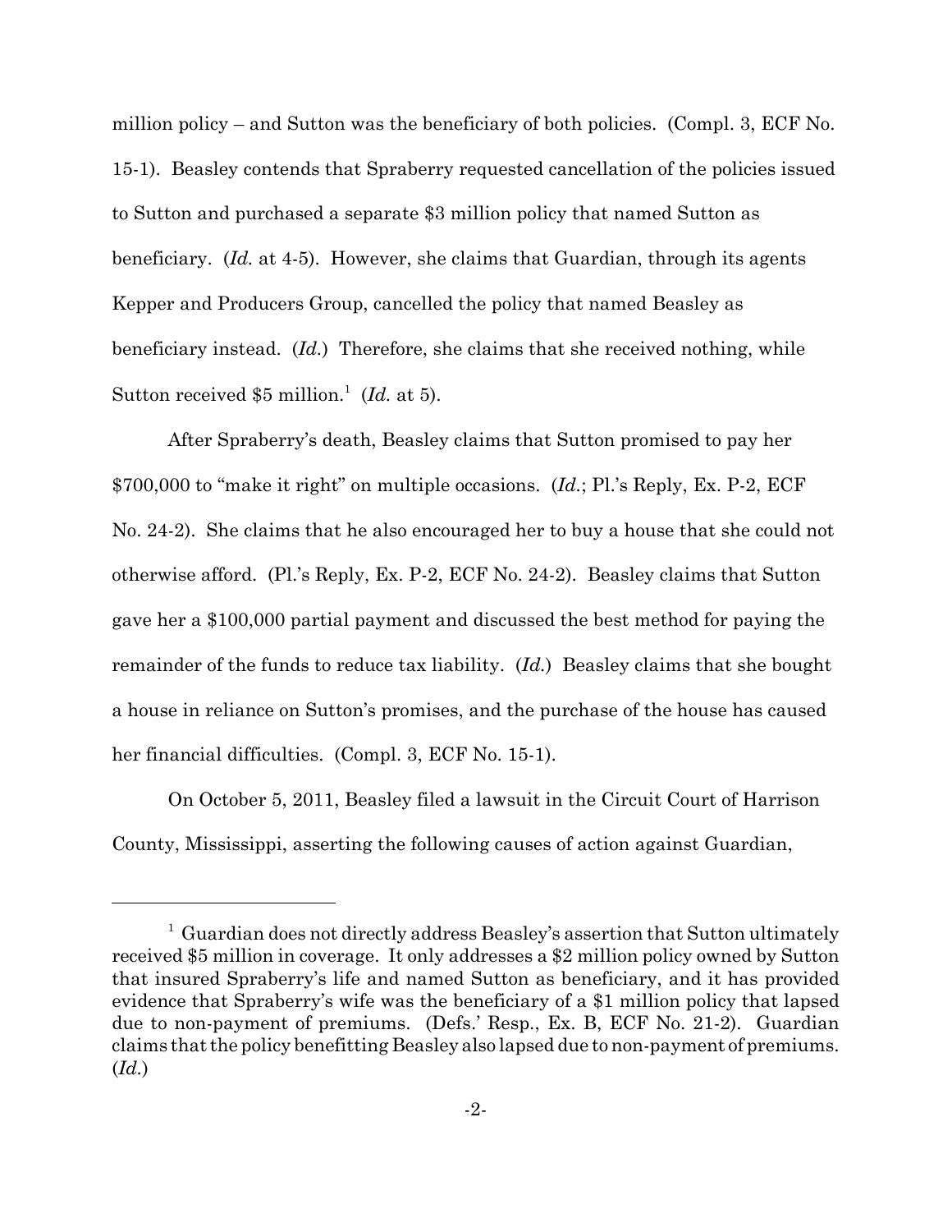million policy – and Sutton was the beneficiary of both policies. (Compl. 3, ECF No. 15-1). Beasley contends that Spraberry requested cancellation of the policies issued to Sutton and purchased a separate $3 million policy that named Sutton as beneficiary. (*Id.* at 4-5). However, she claims that Guardian, through its agents Kepper and Producers Group, cancelled the policy that named Beasley as beneficiary instead. (*Id.*) Therefore, she claims that she received nothing, while Sutton received $5 million.[1] (*Id.* at 5).

After Spraberry's death, Beasley claims that Sutton promised to pay her $700,000 to "make it right" on multiple occasions. (*Id.*; Pl.'s Reply, Ex. P-2, ECF No. 24-2). She claims that he also encouraged her to buy a house that she could not otherwise afford. (Pl.'s Reply, Ex. P-2, ECF No. 24-2). Beasley claims that Sutton gave her a $100,000 partial payment and discussed the best method for paying the remainder of the funds to reduce tax liability. (*Id.*) Beasley claims that she bought a house in reliance on Sutton's promises, and the purchase of the house has caused her financial difficulties. (Compl. 3, ECF No. 15-1).

On October 5, 2011, Beasley filed a lawsuit in the Circuit Court of Harrison County, Mississippi, asserting the following causes of action against Guardian,

---

[1] Guardian does not directly address Beasley's assertion that Sutton ultimately received $5 million in coverage. It only addresses a $2 million policy owned by Sutton that insured Spraberry's life and named Sutton as beneficiary, and it has provided evidence that Spraberry's wife was the beneficiary of a $1 million policy that lapsed due to non-payment of premiums. (Defs.' Resp., Ex. B, ECF No. 21-2). Guardian claims that the policy benefitting Beasley also lapsed due to non-payment of premiums. (*Id.*)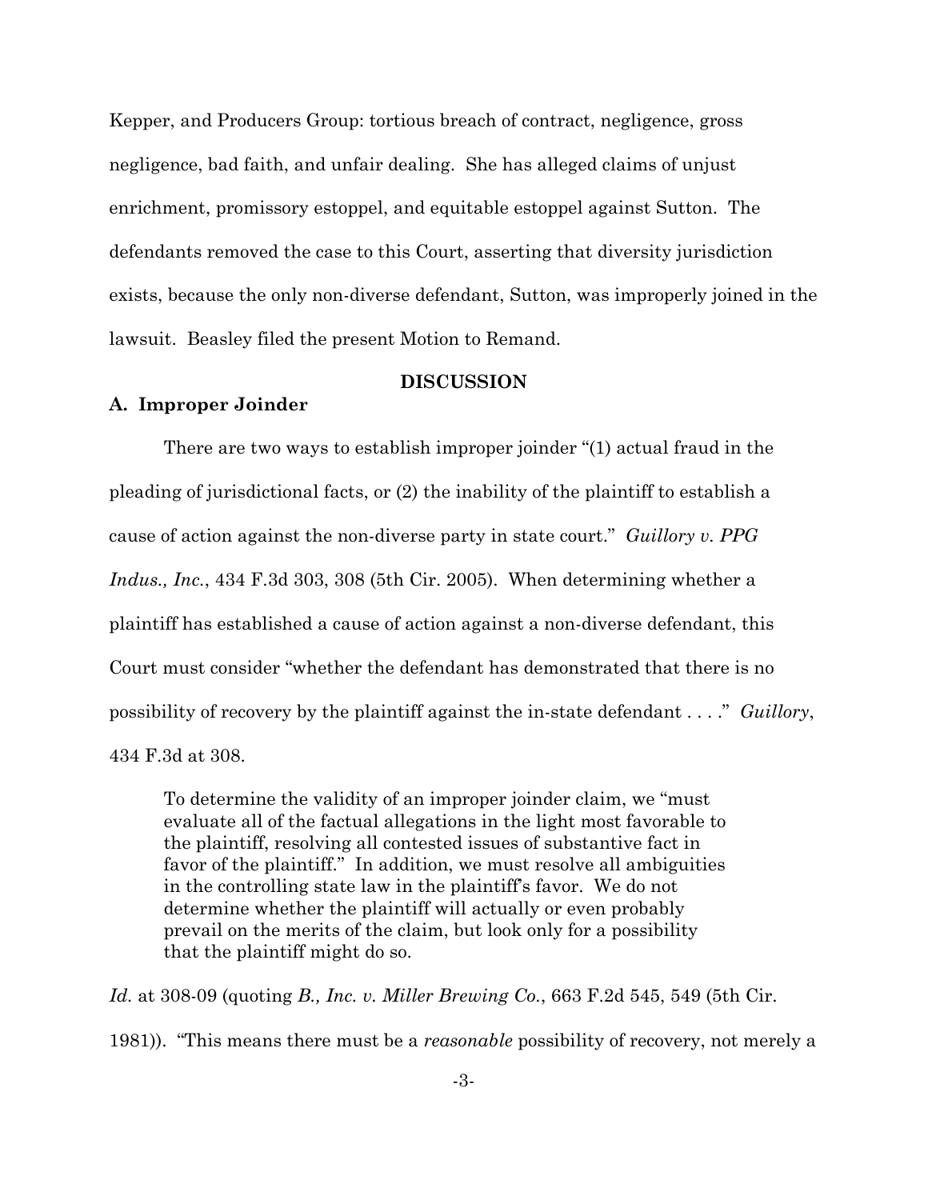Kepper, and Producers Group: tortious breach of contract, negligence, gross negligence, bad faith, and unfair dealing. She has alleged claims of unjust enrichment, promissory estoppel, and equitable estoppel against Sutton. The defendants removed the case to this Court, asserting that diversity jurisdiction exists, because the only non-diverse defendant, Sutton, was improperly joined in the lawsuit. Beasley filed the present Motion to Remand.

## DISCUSSION

### A. Improper Joinder

There are two ways to establish improper joinder "(1) actual fraud in the pleading of jurisdictional facts, or (2) the inability of the plaintiff to establish a cause of action against the non-diverse party in state court." *Guillory v. PPG Indus., Inc.*, 434 F.3d 303, 308 (5th Cir. 2005). When determining whether a plaintiff has established a cause of action against a non-diverse defendant, this Court must consider "whether the defendant has demonstrated that there is no possibility of recovery by the plaintiff against the in-state defendant . . . ." *Guillory*, 434 F.3d at 308.

> To determine the validity of an improper joinder claim, we "must evaluate all of the factual allegations in the light most favorable to the plaintiff, resolving all contested issues of substantive fact in favor of the plaintiff." In addition, we must resolve all ambiguities in the controlling state law in the plaintiff's favor. We do not determine whether the plaintiff will actually or even probably prevail on the merits of the claim, but look only for a possibility that the plaintiff might do so.

*Id.* at 308-09 (quoting *B., Inc. v. Miller Brewing Co.*, 663 F.2d 545, 549 (5th Cir. 1981)). "This means there must be a *reasonable* possibility of recovery, not merely a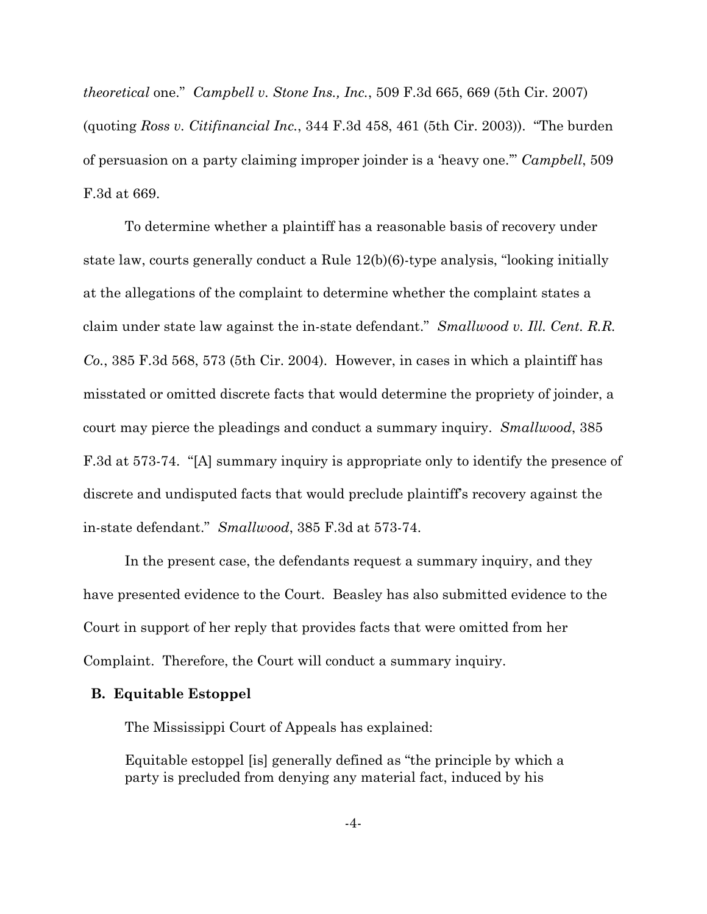*theoretical* one." *Campbell v. Stone Ins., Inc.*, 509 F.3d 665, 669 (5th Cir. 2007) (quoting *Ross v. Citifinancial Inc.*, 344 F.3d 458, 461 (5th Cir. 2003)). "The burden of persuasion on a party claiming improper joinder is a 'heavy one.'" *Campbell*, 509 F.3d at 669.

To determine whether a plaintiff has a reasonable basis of recovery under state law, courts generally conduct a Rule 12(b)(6)-type analysis, "looking initially at the allegations of the complaint to determine whether the complaint states a claim under state law against the in-state defendant." *Smallwood v. Ill. Cent. R.R. Co.*, 385 F.3d 568, 573 (5th Cir. 2004). However, in cases in which a plaintiff has misstated or omitted discrete facts that would determine the propriety of joinder, a court may pierce the pleadings and conduct a summary inquiry. *Smallwood*, 385 F.3d at 573-74. "[A] summary inquiry is appropriate only to identify the presence of discrete and undisputed facts that would preclude plaintiff's recovery against the in-state defendant." *Smallwood*, 385 F.3d at 573-74.

In the present case, the defendants request a summary inquiry, and they have presented evidence to the Court. Beasley has also submitted evidence to the Court in support of her reply that provides facts that were omitted from her Complaint. Therefore, the Court will conduct a summary inquiry.

**B. Equitable Estoppel**

The Mississippi Court of Appeals has explained:

> Equitable estoppel [is] generally defined as "the principle by which a party is precluded from denying any material fact, induced by his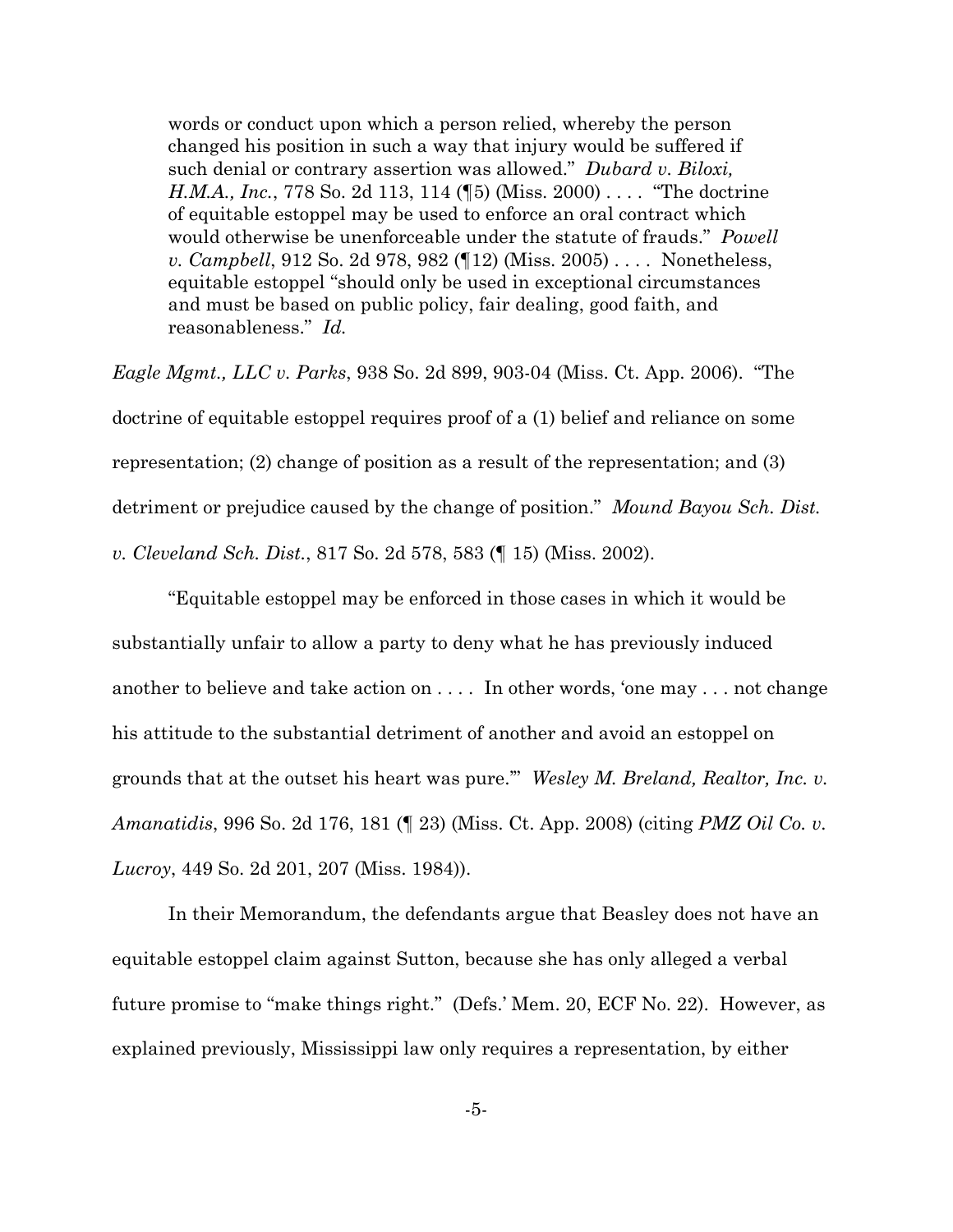> words or conduct upon which a person relied, whereby the person changed his position in such a way that injury would be suffered if such denial or contrary assertion was allowed." *Dubard v. Biloxi, H.M.A., Inc.*, 778 So. 2d 113, 114 (¶5) (Miss. 2000) . . . . "The doctrine of equitable estoppel may be used to enforce an oral contract which would otherwise be unenforceable under the statute of frauds." *Powell v. Campbell*, 912 So. 2d 978, 982 (¶12) (Miss. 2005) . . . . Nonetheless, equitable estoppel "should only be used in exceptional circumstances and must be based on public policy, fair dealing, good faith, and reasonableness." *Id.*

*Eagle Mgmt., LLC v. Parks*, 938 So. 2d 899, 903-04 (Miss. Ct. App. 2006). "The doctrine of equitable estoppel requires proof of a (1) belief and reliance on some representation; (2) change of position as a result of the representation; and (3) detriment or prejudice caused by the change of position." *Mound Bayou Sch. Dist. v. Cleveland Sch. Dist.*, 817 So. 2d 578, 583 (¶ 15) (Miss. 2002).

"Equitable estoppel may be enforced in those cases in which it would be substantially unfair to allow a party to deny what he has previously induced another to believe and take action on . . . . In other words, 'one may . . . not change his attitude to the substantial detriment of another and avoid an estoppel on grounds that at the outset his heart was pure.'" *Wesley M. Breland, Realtor, Inc. v. Amanatidis*, 996 So. 2d 176, 181 (¶ 23) (Miss. Ct. App. 2008) (citing *PMZ Oil Co. v. Lucroy*, 449 So. 2d 201, 207 (Miss. 1984)).

In their Memorandum, the defendants argue that Beasley does not have an equitable estoppel claim against Sutton, because she has only alleged a verbal future promise to "make things right." (Defs.' Mem. 20, ECF No. 22). However, as explained previously, Mississippi law only requires a representation, by either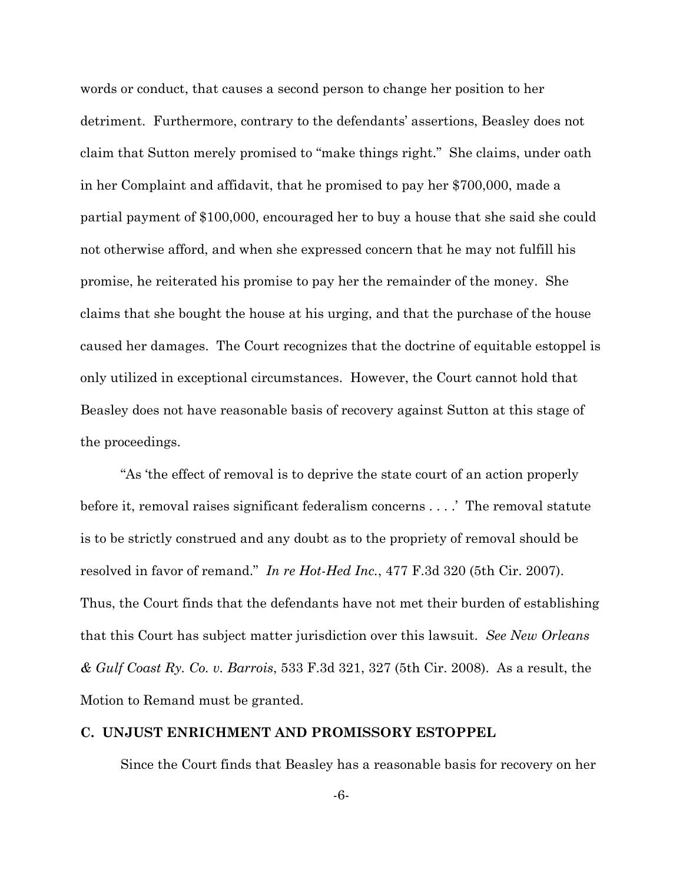words or conduct, that causes a second person to change her position to her detriment. Furthermore, contrary to the defendants' assertions, Beasley does not claim that Sutton merely promised to "make things right." She claims, under oath in her Complaint and affidavit, that he promised to pay her $700,000, made a partial payment of $100,000, encouraged her to buy a house that she said she could not otherwise afford, and when she expressed concern that he may not fulfill his promise, he reiterated his promise to pay her the remainder of the money. She claims that she bought the house at his urging, and that the purchase of the house caused her damages. The Court recognizes that the doctrine of equitable estoppel is only utilized in exceptional circumstances. However, the Court cannot hold that Beasley does not have reasonable basis of recovery against Sutton at this stage of the proceedings.

"As 'the effect of removal is to deprive the state court of an action properly before it, removal raises significant federalism concerns . . . .' The removal statute is to be strictly construed and any doubt as to the propriety of removal should be resolved in favor of remand." *In re Hot-Hed Inc.*, 477 F.3d 320 (5th Cir. 2007). Thus, the Court finds that the defendants have not met their burden of establishing that this Court has subject matter jurisdiction over this lawsuit. *See New Orleans & Gulf Coast Ry. Co. v. Barrois*, 533 F.3d 321, 327 (5th Cir. 2008). As a result, the Motion to Remand must be granted.

## C. UNJUST ENRICHMENT AND PROMISSORY ESTOPPEL

Since the Court finds that Beasley has a reasonable basis for recovery on her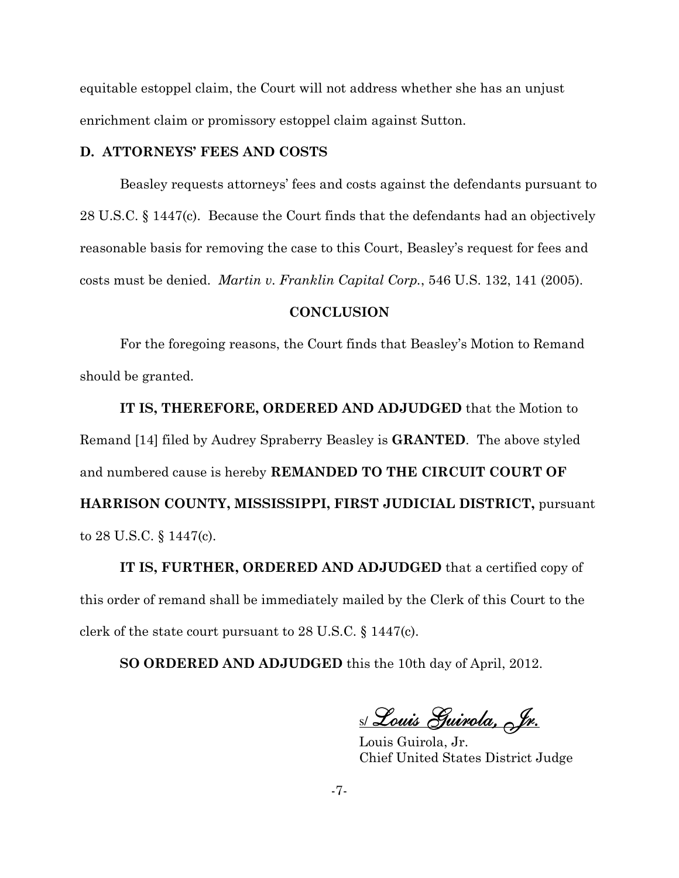equitable estoppel claim, the Court will not address whether she has an unjust enrichment claim or promissory estoppel claim against Sutton.

### D. ATTORNEYS' FEES AND COSTS

Beasley requests attorneys' fees and costs against the defendants pursuant to 28 U.S.C. § 1447(c). Because the Court finds that the defendants had an objectively reasonable basis for removing the case to this Court, Beasley's request for fees and costs must be denied. *Martin v. Franklin Capital Corp.*, 546 U.S. 132, 141 (2005).

## CONCLUSION

For the foregoing reasons, the Court finds that Beasley's Motion to Remand should be granted.

**IT IS, THEREFORE, ORDERED AND ADJUDGED** that the Motion to Remand [14] filed by Audrey Spraberry Beasley is **GRANTED**. The above styled and numbered cause is hereby **REMANDED TO THE CIRCUIT COURT OF HARRISON COUNTY, MISSISSIPPI, FIRST JUDICIAL DISTRICT,** pursuant to 28 U.S.C. § 1447(c).

**IT IS, FURTHER, ORDERED AND ADJUDGED** that a certified copy of this order of remand shall be immediately mailed by the Clerk of this Court to the clerk of the state court pursuant to 28 U.S.C. § 1447(c).

**SO ORDERED AND ADJUDGED** this the 10th day of April, 2012.

s/ *Louis Guirola, Jr.*

Louis Guirola, Jr.
Chief United States District Judge